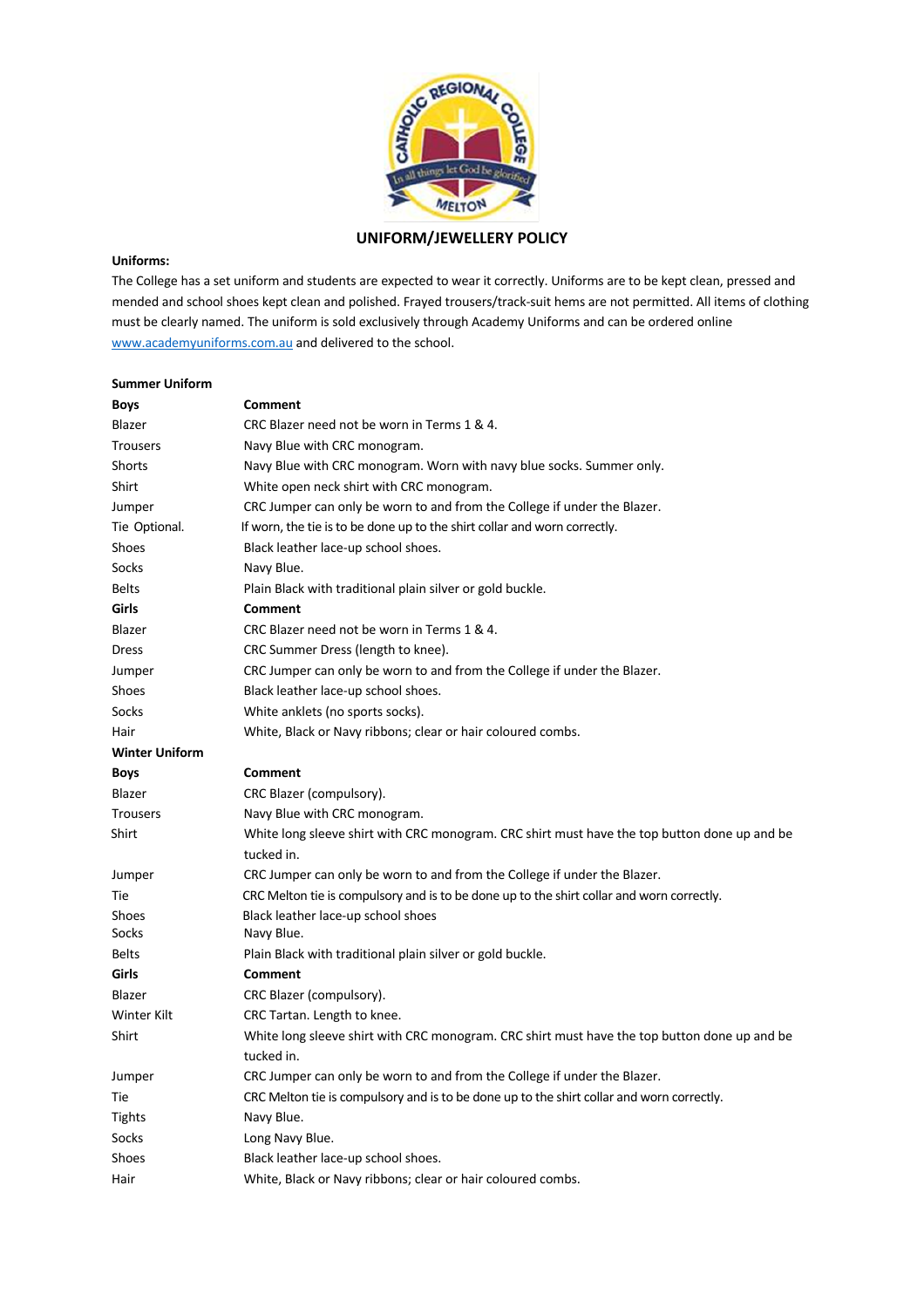# UNIFORM/JEWELLERY POLICY

**Uniforms:**

The College has a set uniform and students are expected to wear it correctly. Uniforms are to be kept clean, pressed and mended and school shoes kept clean and polished. Frayed trousers/track-suit hems are not permitted. All items of clothing must be clearly named. The uniform is sold exclusively through Academy Uniforms and can be ordered online www.academyuniforms.com.au and delivered to the school.

**Summer Uniform**

| **Boys** | **Comment** |
|---|---|
| Blazer | CRC Blazer need not be worn in Terms 1 & 4. |
| Trousers | Navy Blue with CRC monogram. |
| Shorts | Navy Blue with CRC monogram. Worn with navy blue socks. Summer only. |
| Shirt | White open neck shirt with CRC monogram. |
| Jumper | CRC Jumper can only be worn to and from the College if under the Blazer. |
| Tie Optional. | If worn, the tie is to be done up to the shirt collar and worn correctly. |
| Shoes | Black leather lace-up school shoes. |
| Socks | Navy Blue. |
| Belts | Plain Black with traditional plain silver or gold buckle. |
| **Girls** | **Comment** |
| Blazer | CRC Blazer need not be worn in Terms 1 & 4. |
| Dress | CRC Summer Dress (length to knee). |
| Jumper | CRC Jumper can only be worn to and from the College if under the Blazer. |
| Shoes | Black leather lace-up school shoes. |
| Socks | White anklets (no sports socks). |
| Hair | White, Black or Navy ribbons; clear or hair coloured combs. |

**Winter Uniform**

| **Boys** | **Comment** |
|---|---|
| Blazer | CRC Blazer (compulsory). |
| Trousers | Navy Blue with CRC monogram. |
| Shirt | White long sleeve shirt with CRC monogram. CRC shirt must have the top button done up and be tucked in. |
| Jumper | CRC Jumper can only be worn to and from the College if under the Blazer. |
| Tie | CRC Melton tie is compulsory and is to be done up to the shirt collar and worn correctly. |
| Shoes | Black leather lace-up school shoes |
| Socks | Navy Blue. |
| Belts | Plain Black with traditional plain silver or gold buckle. |
| **Girls** | **Comment** |
| Blazer | CRC Blazer (compulsory). |
| Winter Kilt | CRC Tartan. Length to knee. |
| Shirt | White long sleeve shirt with CRC monogram. CRC shirt must have the top button done up and be tucked in. |
| Jumper | CRC Jumper can only be worn to and from the College if under the Blazer. |
| Tie | CRC Melton tie is compulsory and is to be done up to the shirt collar and worn correctly. |
| Tights | Navy Blue. |
| Socks | Long Navy Blue. |
| Shoes | Black leather lace-up school shoes. |
| Hair | White, Black or Navy ribbons; clear or hair coloured combs. |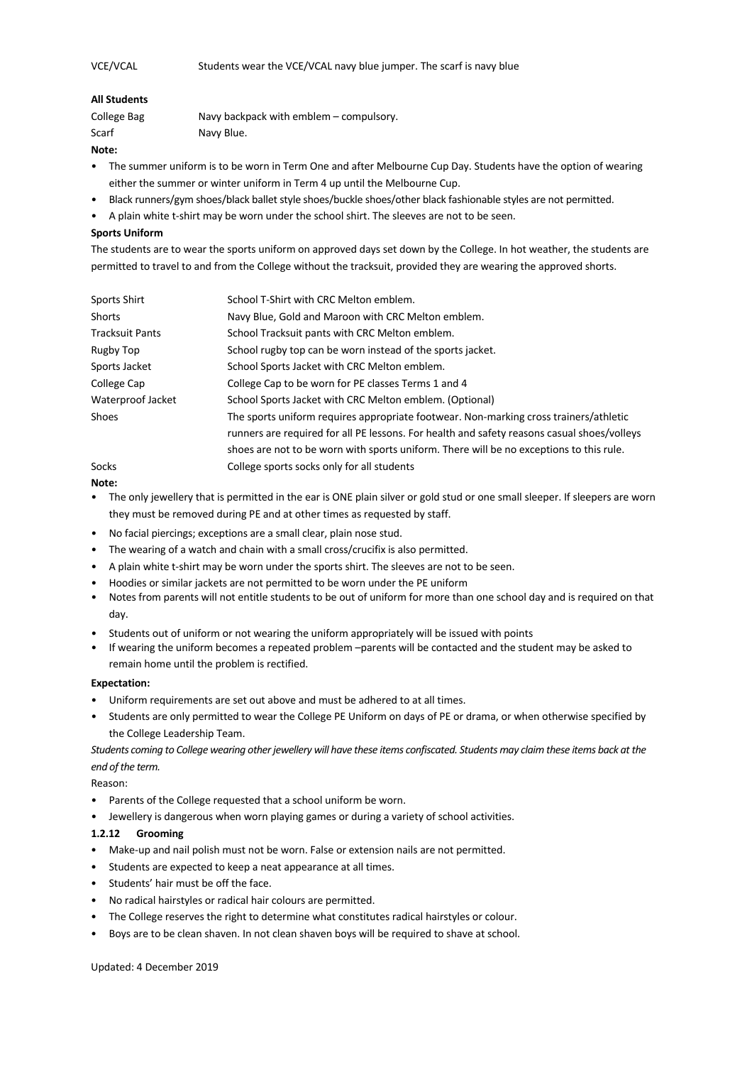| | |
|---|---|
| VCE/VCAL | Students wear the VCE/VCAL navy blue jumper. The scarf is navy blue |

**All Students**

| | |
|---|---|
| College Bag | Navy backpack with emblem – compulsory. |
| Scarf | Navy Blue. |

**Note:**

- The summer uniform is to be worn in Term One and after Melbourne Cup Day. Students have the option of wearing either the summer or winter uniform in Term 4 up until the Melbourne Cup.
- Black runners/gym shoes/black ballet style shoes/buckle shoes/other black fashionable styles are not permitted.
- A plain white t-shirt may be worn under the school shirt. The sleeves are not to be seen.

**Sports Uniform**

The students are to wear the sports uniform on approved days set down by the College. In hot weather, the students are permitted to travel to and from the College without the tracksuit, provided they are wearing the approved shorts.

| | |
|---|---|
| Sports Shirt | School T-Shirt with CRC Melton emblem. |
| Shorts | Navy Blue, Gold and Maroon with CRC Melton emblem. |
| Tracksuit Pants | School Tracksuit pants with CRC Melton emblem. |
| Rugby Top | School rugby top can be worn instead of the sports jacket. |
| Sports Jacket | School Sports Jacket with CRC Melton emblem. |
| College Cap | College Cap to be worn for PE classes Terms 1 and 4 |
| Waterproof Jacket | School Sports Jacket with CRC Melton emblem. (Optional) |
| Shoes | The sports uniform requires appropriate footwear. Non-marking cross trainers/athletic runners are required for all PE lessons. For health and safety reasons casual shoes/volleys shoes are not to be worn with sports uniform. There will be no exceptions to this rule. |
| Socks | College sports socks only for all students |

**Note:**

- The only jewellery that is permitted in the ear is ONE plain silver or gold stud or one small sleeper. If sleepers are worn they must be removed during PE and at other times as requested by staff.
- No facial piercings; exceptions are a small clear, plain nose stud.
- The wearing of a watch and chain with a small cross/crucifix is also permitted.
- A plain white t-shirt may be worn under the sports shirt. The sleeves are not to be seen.
- Hoodies or similar jackets are not permitted to be worn under the PE uniform
- Notes from parents will not entitle students to be out of uniform for more than one school day and is required on that day.
- Students out of uniform or not wearing the uniform appropriately will be issued with points
- If wearing the uniform becomes a repeated problem –parents will be contacted and the student may be asked to remain home until the problem is rectified.

**Expectation:**

- Uniform requirements are set out above and must be adhered to at all times.
- Students are only permitted to wear the College PE Uniform on days of PE or drama, or when otherwise specified by the College Leadership Team.

*Students coming to College wearing other jewellery will have these items confiscated. Students may claim these items back at the end of the term.*

Reason:

- Parents of the College requested that a school uniform be worn.
- Jewellery is dangerous when worn playing games or during a variety of school activities.

#### 1.2.12 Grooming

- Make-up and nail polish must not be worn. False or extension nails are not permitted.
- Students are expected to keep a neat appearance at all times.
- Students' hair must be off the face.
- No radical hairstyles or radical hair colours are permitted.
- The College reserves the right to determine what constitutes radical hairstyles or colour.
- Boys are to be clean shaven. In not clean shaven boys will be required to shave at school.

Updated: 4 December 2019